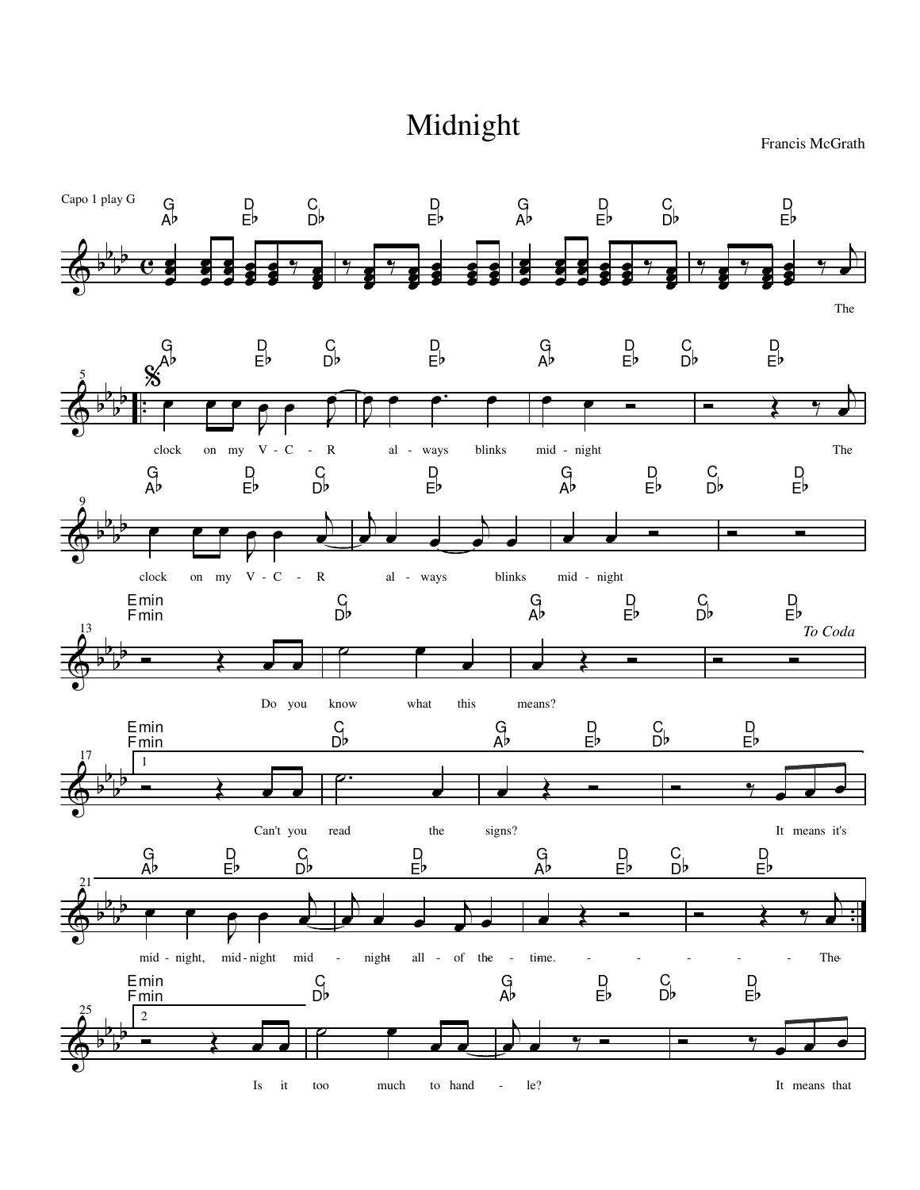# Midnight

Francis McGrath

Capo 1 play G

clock on my V - C - R always blinks midnight The

clock on my V - C - R always blinks mid - night

Do you know what this means?

*To Coda*

Can't you read the signs? It means it's

mid - night, mid - night mid - night all - of the - time. The

Is it too much to hand - le? It means that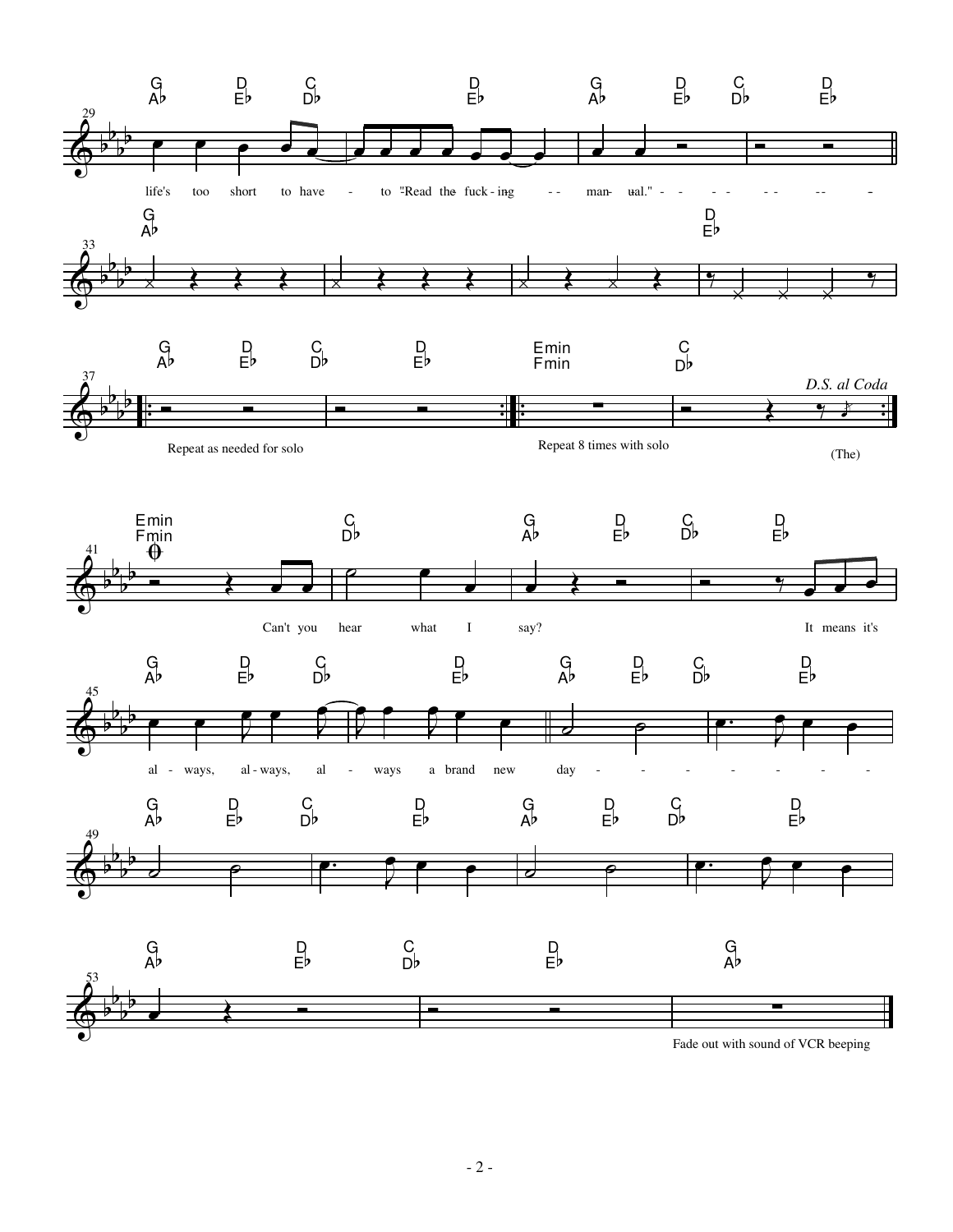G/A♭ D/E♭ C/D♭ D/E♭ G/A♭ D/E♭ C/D♭ D/E♭

life's too short to have - to "Read the fuck-ing - - man- ual."

G/A♭ D/E♭

G/A♭ D/E♭ C/D♭ D/E♭ Emin/Fmin C/D♭

*D.S. al Coda*

Repeat as needed for solo

Repeat 8 times with solo

(The)

Emin/Fmin C/D♭ G/A♭ D/E♭ C/D♭ D/E♭

Can't you hear what I say? It means it's

G/A♭ D/E♭ C/D♭ D/E♭ G/A♭ D/E♭ C/D♭ D/E♭

al - ways, al-ways, al - ways a brand new day

G/A♭ D/E♭ C/D♭ D/E♭ G/A♭ D/E♭ C/D♭ D/E♭

G/A♭ D/E♭ C/D♭ D/E♭ G/A♭

Fade out with sound of VCR beeping